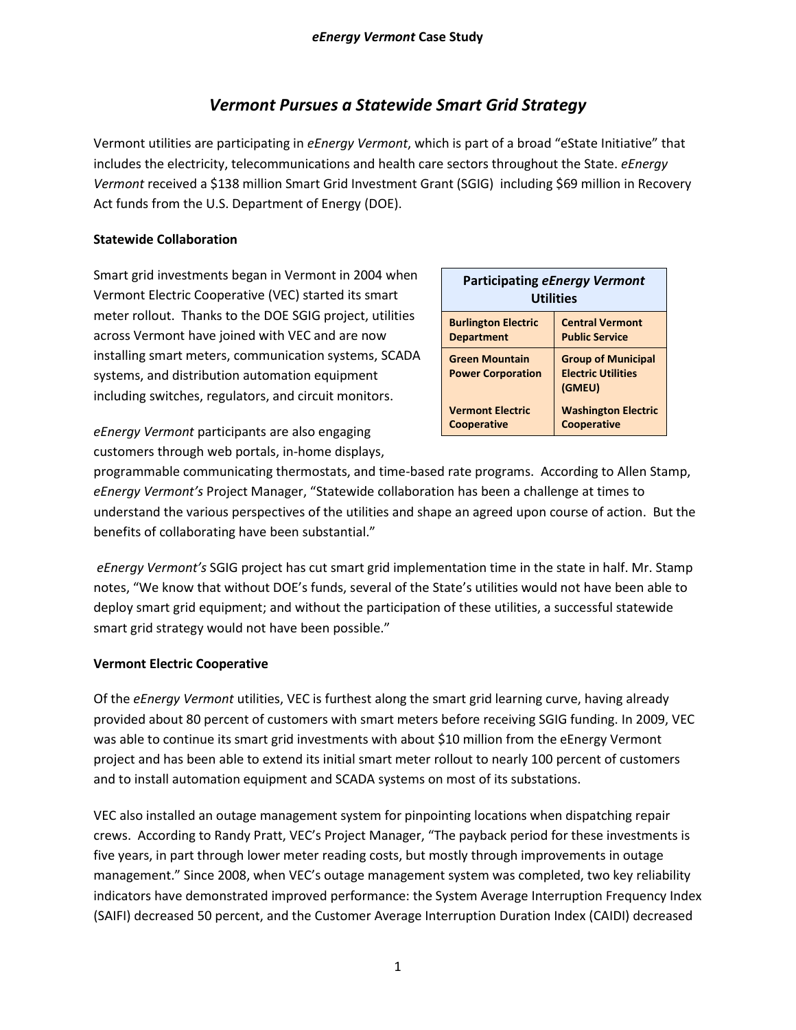# *Vermont Pursues a Statewide Smart Grid Strategy*

Vermont utilities are participating in *eEnergy Vermont*, which is part of a broad "eState Initiative" that includes the electricity, telecommunications and health care sectors throughout the State. *eEnergy Vermont* received a $138 million Smart Grid Investment Grant (SGIG) including $69 million in Recovery Act funds from the U.S. Department of Energy (DOE).

**Statewide Collaboration**

Smart grid investments began in Vermont in 2004 when Vermont Electric Cooperative (VEC) started its smart meter rollout. Thanks to the DOE SGIG project, utilities across Vermont have joined with VEC and are now installing smart meters, communication systems, SCADA systems, and distribution automation equipment including switches, regulators, and circuit monitors.

| Participating *eEnergy Vermont* Utilities | |
|---|---|
| **Burlington Electric Department** | **Central Vermont Public Service** |
| **Green Mountain Power Corporation** | **Group of Municipal Electric Utilities (GMEU)** |
| **Vermont Electric Cooperative** | **Washington Electric Cooperative** |

*eEnergy Vermont* participants are also engaging customers through web portals, in-home displays, programmable communicating thermostats, and time-based rate programs. According to Allen Stamp, *eEnergy Vermont's* Project Manager, "Statewide collaboration has been a challenge at times to understand the various perspectives of the utilities and shape an agreed upon course of action. But the benefits of collaborating have been substantial."

*eEnergy Vermont's* SGIG project has cut smart grid implementation time in the state in half. Mr. Stamp notes, "We know that without DOE's funds, several of the State's utilities would not have been able to deploy smart grid equipment; and without the participation of these utilities, a successful statewide smart grid strategy would not have been possible."

**Vermont Electric Cooperative**

Of the *eEnergy Vermont* utilities, VEC is furthest along the smart grid learning curve, having already provided about 80 percent of customers with smart meters before receiving SGIG funding. In 2009, VEC was able to continue its smart grid investments with about $10 million from the eEnergy Vermont project and has been able to extend its initial smart meter rollout to nearly 100 percent of customers and to install automation equipment and SCADA systems on most of its substations.

VEC also installed an outage management system for pinpointing locations when dispatching repair crews. According to Randy Pratt, VEC's Project Manager, "The payback period for these investments is five years, in part through lower meter reading costs, but mostly through improvements in outage management." Since 2008, when VEC's outage management system was completed, two key reliability indicators have demonstrated improved performance: the System Average Interruption Frequency Index (SAIFI) decreased 50 percent, and the Customer Average Interruption Duration Index (CAIDI) decreased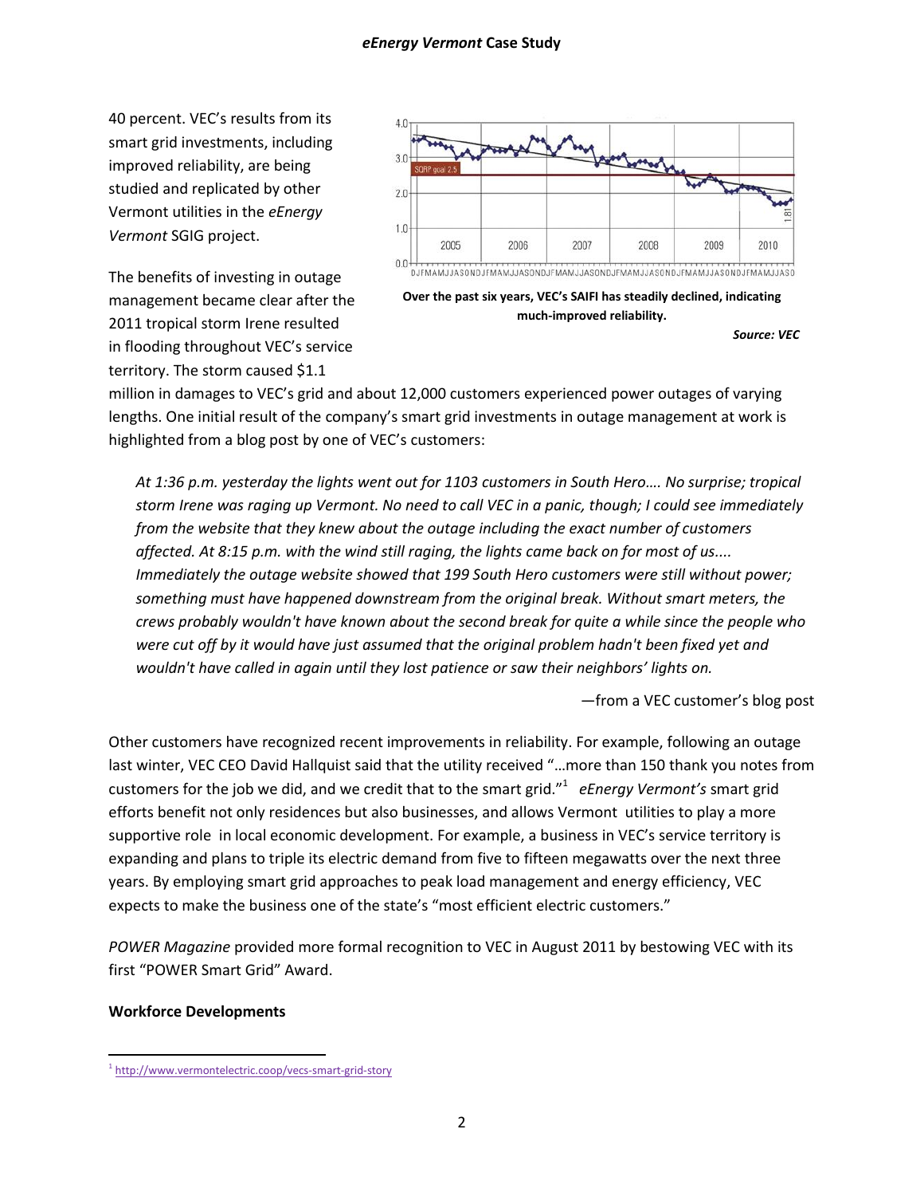40 percent. VEC's results from its smart grid investments, including improved reliability, are being studied and replicated by other Vermont utilities in the *eEnergy Vermont* SGIG project.

**Over the past six years, VEC's SAIFI has steadily declined, indicating much-improved reliability.**

***Source: VEC***

The benefits of investing in outage management became clear after the 2011 tropical storm Irene resulted in flooding throughout VEC's service territory. The storm caused $1.1 million in damages to VEC's grid and about 12,000 customers experienced power outages of varying lengths. One initial result of the company's smart grid investments in outage management at work is highlighted from a blog post by one of VEC's customers:

> *At 1:36 p.m. yesterday the lights went out for 1103 customers in South Hero…. No surprise; tropical storm Irene was raging up Vermont. No need to call VEC in a panic, though; I could see immediately from the website that they knew about the outage including the exact number of customers affected. At 8:15 p.m. with the wind still raging, the lights came back on for most of us.... Immediately the outage website showed that 199 South Hero customers were still without power; something must have happened downstream from the original break. Without smart meters, the crews probably wouldn't have known about the second break for quite a while since the people who were cut off by it would have just assumed that the original problem hadn't been fixed yet and wouldn't have called in again until they lost patience or saw their neighbors' lights on.*
>
> —from a VEC customer's blog post

Other customers have recognized recent improvements in reliability. For example, following an outage last winter, VEC CEO David Hallquist said that the utility received "…more than 150 thank you notes from customers for the job we did, and we credit that to the smart grid."[1] *eEnergy Vermont's* smart grid efforts benefit not only residences but also businesses, and allows Vermont utilities to play a more supportive role in local economic development. For example, a business in VEC's service territory is expanding and plans to triple its electric demand from five to fifteen megawatts over the next three years. By employing smart grid approaches to peak load management and energy efficiency, VEC expects to make the business one of the state's "most efficient electric customers."

*POWER Magazine* provided more formal recognition to VEC in August 2011 by bestowing VEC with its first "POWER Smart Grid" Award.

**Workforce Developments**

[1] http://www.vermontelectric.coop/vecs-smart-grid-story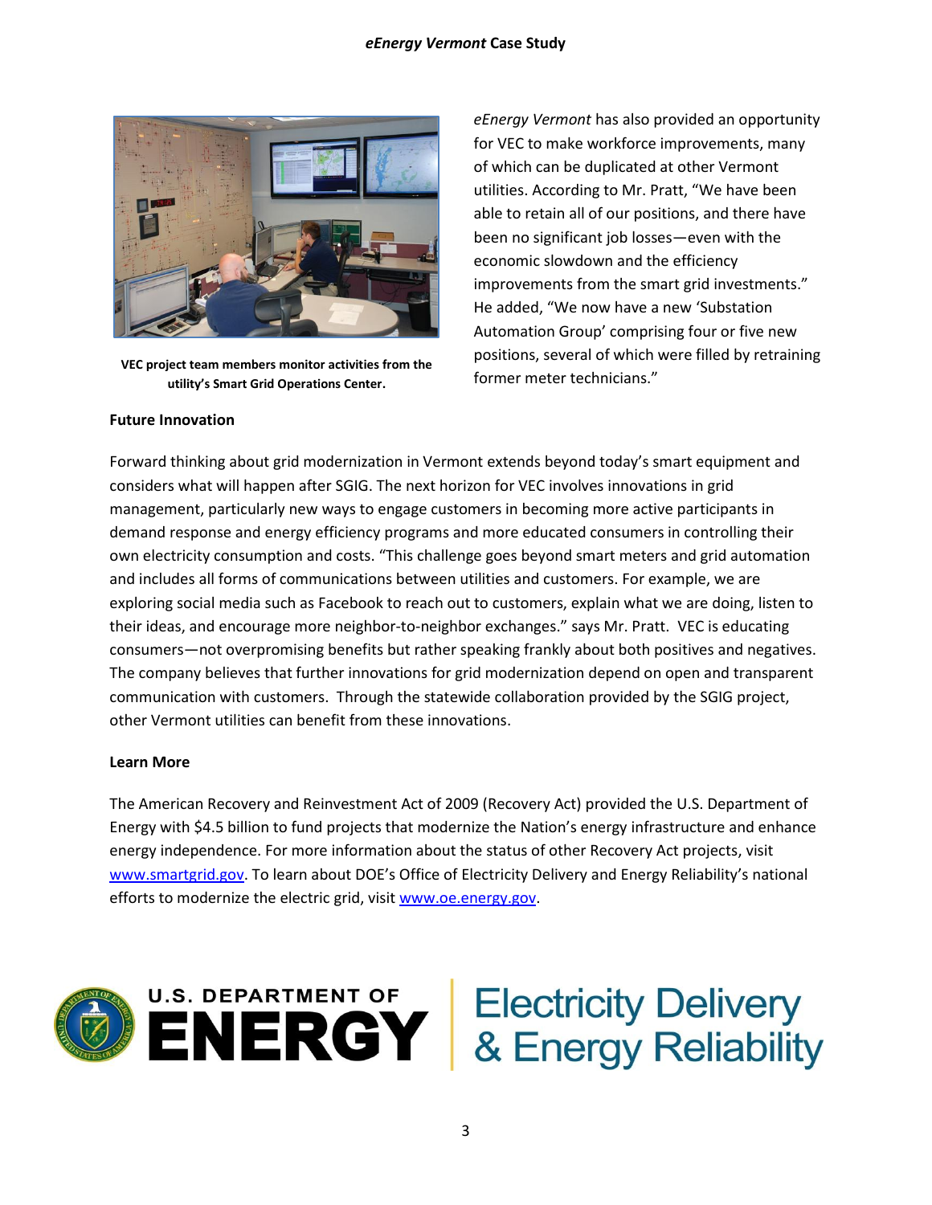VEC project team members monitor activities from the utility's Smart Grid Operations Center.

*eEnergy Vermont* has also provided an opportunity for VEC to make workforce improvements, many of which can be duplicated at other Vermont utilities. According to Mr. Pratt, "We have been able to retain all of our positions, and there have been no significant job losses—even with the economic slowdown and the efficiency improvements from the smart grid investments." He added, "We now have a new 'Substation Automation Group' comprising four or five new positions, several of which were filled by retraining former meter technicians."

**Future Innovation**

Forward thinking about grid modernization in Vermont extends beyond today's smart equipment and considers what will happen after SGIG. The next horizon for VEC involves innovations in grid management, particularly new ways to engage customers in becoming more active participants in demand response and energy efficiency programs and more educated consumers in controlling their own electricity consumption and costs. "This challenge goes beyond smart meters and grid automation and includes all forms of communications between utilities and customers. For example, we are exploring social media such as Facebook to reach out to customers, explain what we are doing, listen to their ideas, and encourage more neighbor-to-neighbor exchanges." says Mr. Pratt. VEC is educating consumers—not overpromising benefits but rather speaking frankly about both positives and negatives. The company believes that further innovations for grid modernization depend on open and transparent communication with customers. Through the statewide collaboration provided by the SGIG project, other Vermont utilities can benefit from these innovations.

**Learn More**

The American Recovery and Reinvestment Act of 2009 (Recovery Act) provided the U.S. Department of Energy with $4.5 billion to fund projects that modernize the Nation's energy infrastructure and enhance energy independence. For more information about the status of other Recovery Act projects, visit [www.smartgrid.gov](http://www.smartgrid.gov). To learn about DOE's Office of Electricity Delivery and Energy Reliability's national efforts to modernize the electric grid, visit [www.oe.energy.gov](http://www.oe.energy.gov).

U.S. DEPARTMENT OF ENERGY | Electricity Delivery & Energy Reliability